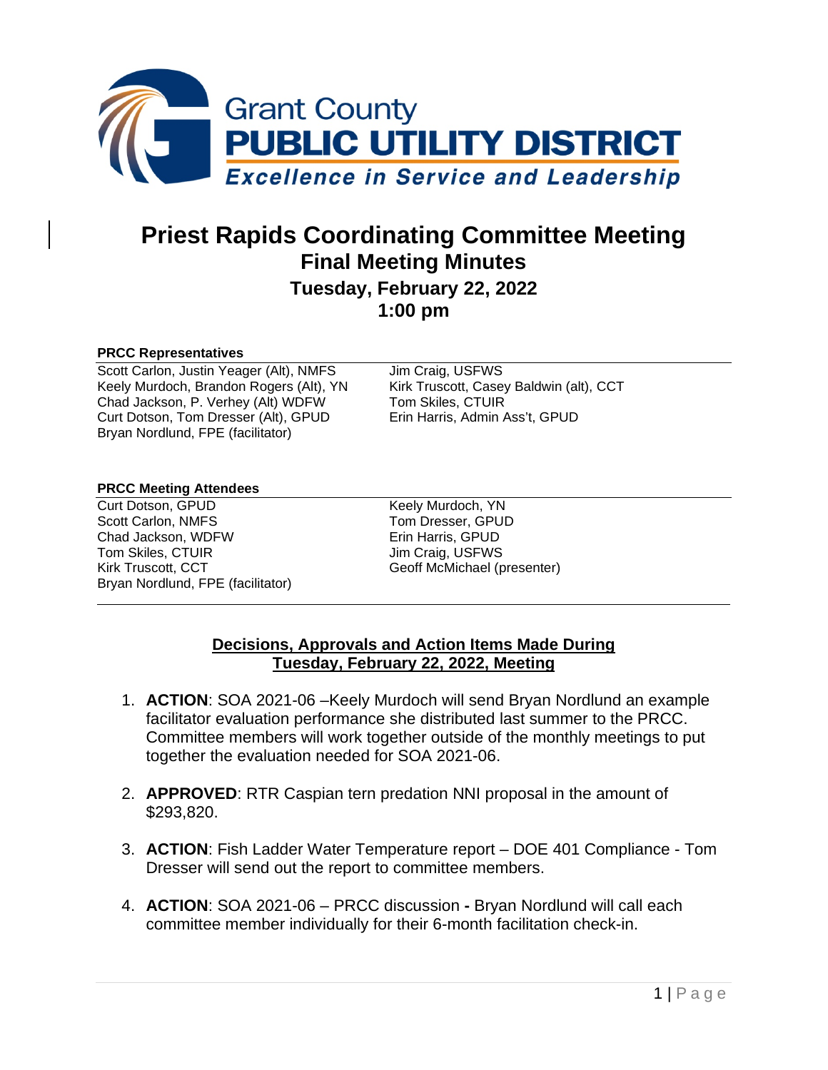Grant County
**PUBLIC UTILITY DISTRICT**
*Excellence in Service and Leadership*

# Priest Rapids Coordinating Committee Meeting
## Final Meeting Minutes
### Tuesday, February 22, 2022
### 1:00 pm

**PRCC Representatives**

Scott Carlon, Justin Yeager (Alt), NMFS
Keely Murdoch, Brandon Rogers (Alt), YN
Chad Jackson, P. Verhey (Alt) WDFW
Curt Dotson, Tom Dresser (Alt), GPUD
Bryan Nordlund, FPE (facilitator)
Jim Craig, USFWS
Kirk Truscott, Casey Baldwin (alt), CCT
Tom Skiles, CTUIR
Erin Harris, Admin Ass't, GPUD

**PRCC Meeting Attendees**

Curt Dotson, GPUD
Scott Carlon, NMFS
Chad Jackson, WDFW
Tom Skiles, CTUIR
Kirk Truscott, CCT
Bryan Nordlund, FPE (facilitator)
Keely Murdoch, YN
Tom Dresser, GPUD
Erin Harris, GPUD
Jim Craig, USFWS
Geoff McMichael (presenter)

**Decisions, Approvals and Action Items Made During Tuesday, February 22, 2022, Meeting**

1. **ACTION**: SOA 2021-06 –Keely Murdoch will send Bryan Nordlund an example facilitator evaluation performance she distributed last summer to the PRCC. Committee members will work together outside of the monthly meetings to put together the evaluation needed for SOA 2021-06.
2. **APPROVED**: RTR Caspian tern predation NNI proposal in the amount of $293,820.
3. **ACTION**: Fish Ladder Water Temperature report – DOE 401 Compliance - Tom Dresser will send out the report to committee members.
4. **ACTION**: SOA 2021-06 – PRCC discussion **-** Bryan Nordlund will call each committee member individually for their 6-month facilitation check-in.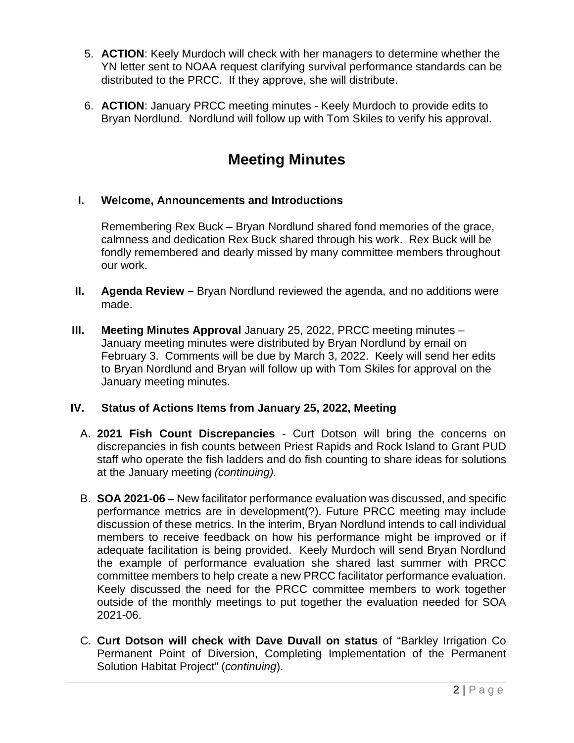5. **ACTION**: Keely Murdoch will check with her managers to determine whether the YN letter sent to NOAA request clarifying survival performance standards can be distributed to the PRCC. If they approve, she will distribute.

6. **ACTION**: January PRCC meeting minutes - Keely Murdoch to provide edits to Bryan Nordlund. Nordlund will follow up with Tom Skiles to verify his approval.

# Meeting Minutes

## I. Welcome, Announcements and Introductions

Remembering Rex Buck – Bryan Nordlund shared fond memories of the grace, calmness and dedication Rex Buck shared through his work. Rex Buck will be fondly remembered and dearly missed by many committee members throughout our work.

## II. Agenda Review – Bryan Nordlund reviewed the agenda, and no additions were made.

## III. Meeting Minutes Approval January 25, 2022, PRCC meeting minutes – January meeting minutes were distributed by Bryan Nordlund by email on February 3. Comments will be due by March 3, 2022. Keely will send her edits to Bryan Nordlund and Bryan will follow up with Tom Skiles for approval on the January meeting minutes.

## IV. Status of Actions Items from January 25, 2022, Meeting

A. **2021 Fish Count Discrepancies** - Curt Dotson will bring the concerns on discrepancies in fish counts between Priest Rapids and Rock Island to Grant PUD staff who operate the fish ladders and do fish counting to share ideas for solutions at the January meeting *(continuing).*

B. **SOA 2021-06** – New facilitator performance evaluation was discussed, and specific performance metrics are in development(?). Future PRCC meeting may include discussion of these metrics. In the interim, Bryan Nordlund intends to call individual members to receive feedback on how his performance might be improved or if adequate facilitation is being provided. Keely Murdoch will send Bryan Nordlund the example of performance evaluation she shared last summer with PRCC committee members to help create a new PRCC facilitator performance evaluation. Keely discussed the need for the PRCC committee members to work together outside of the monthly meetings to put together the evaluation needed for SOA 2021-06.

C. **Curt Dotson will check with Dave Duvall on status** of "Barkley Irrigation Co Permanent Point of Diversion, Completing Implementation of the Permanent Solution Habitat Project" (*continuing*).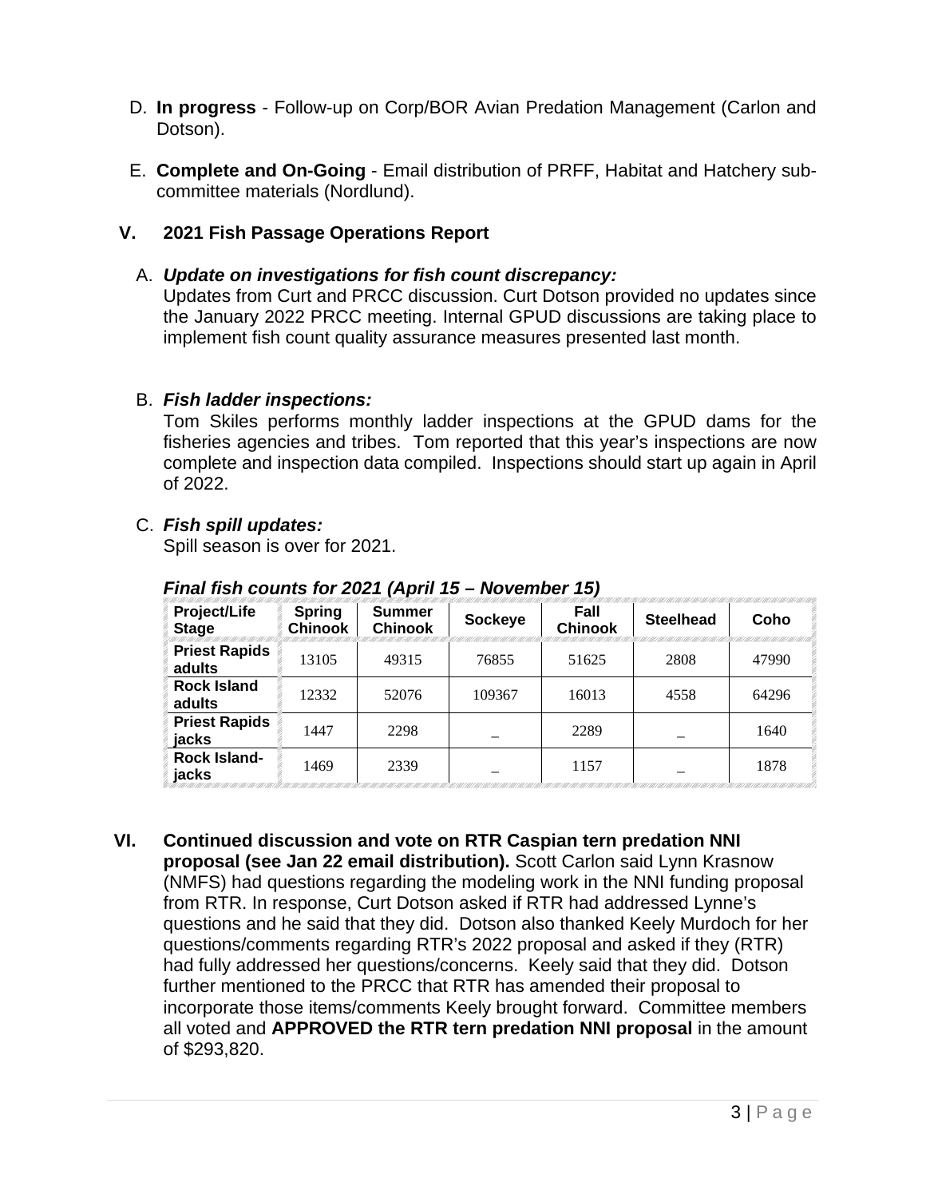D. **In progress** - Follow-up on Corp/BOR Avian Predation Management (Carlon and Dotson).

E. **Complete and On-Going** - Email distribution of PRFF, Habitat and Hatchery sub-committee materials (Nordlund).

## V. 2021 Fish Passage Operations Report

A. ***Update on investigations for fish count discrepancy:***
Updates from Curt and PRCC discussion. Curt Dotson provided no updates since the January 2022 PRCC meeting. Internal GPUD discussions are taking place to implement fish count quality assurance measures presented last month.

B. ***Fish ladder inspections:***
Tom Skiles performs monthly ladder inspections at the GPUD dams for the fisheries agencies and tribes. Tom reported that this year's inspections are now complete and inspection data compiled. Inspections should start up again in April of 2022.

C. ***Fish spill updates:***
Spill season is over for 2021.

***Final fish counts for 2021 (April 15 – November 15)***

| Project/Life Stage | Spring Chinook | Summer Chinook | Sockeye | Fall Chinook | Steelhead | Coho |
|---|---|---|---|---|---|---|
| **Priest Rapids adults** | 13105 | 49315 | 76855 | 51625 | 2808 | 47990 |
| **Rock Island adults** | 12332 | 52076 | 109367 | 16013 | 4558 | 64296 |
| **Priest Rapids jacks** | 1447 | 2298 | _ | 2289 | _ | 1640 |
| **Rock Island-jacks** | 1469 | 2339 | _ | 1157 | _ | 1878 |

## VI. Continued discussion and vote on RTR Caspian tern predation NNI proposal (see Jan 22 email distribution).

Scott Carlon said Lynn Krasnow (NMFS) had questions regarding the modeling work in the NNI funding proposal from RTR. In response, Curt Dotson asked if RTR had addressed Lynne's questions and he said that they did. Dotson also thanked Keely Murdoch for her questions/comments regarding RTR's 2022 proposal and asked if they (RTR) had fully addressed her questions/concerns. Keely said that they did. Dotson further mentioned to the PRCC that RTR has amended their proposal to incorporate those items/comments Keely brought forward. Committee members all voted and **APPROVED the RTR tern predation NNI proposal** in the amount of $293,820.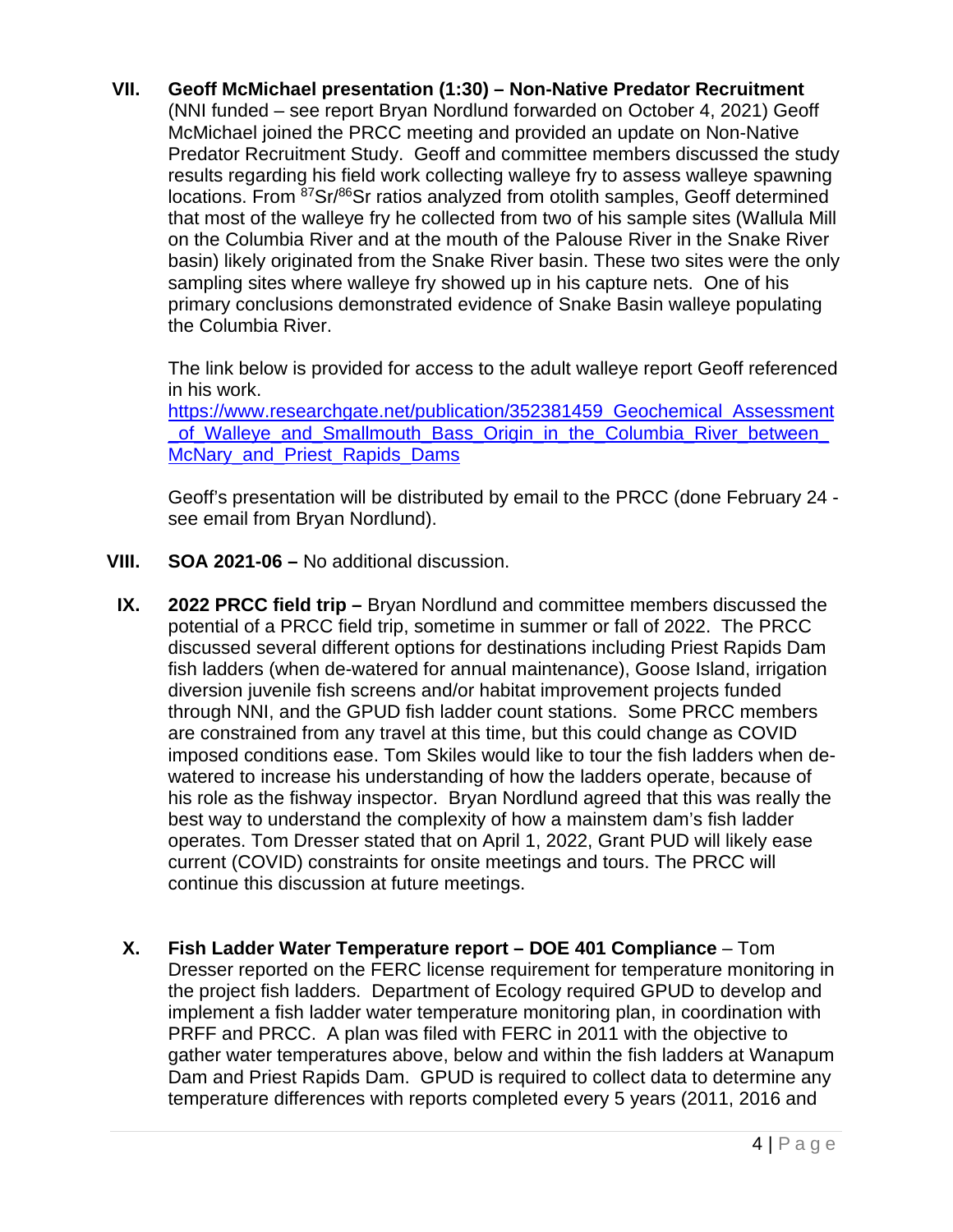**VII. Geoff McMichael presentation (1:30) – Non-Native Predator Recruitment** (NNI funded – see report Bryan Nordlund forwarded on October 4, 2021) Geoff McMichael joined the PRCC meeting and provided an update on Non-Native Predator Recruitment Study. Geoff and committee members discussed the study results regarding his field work collecting walleye fry to assess walleye spawning locations. From $^{87}Sr/^{86}Sr$ ratios analyzed from otolith samples, Geoff determined that most of the walleye fry he collected from two of his sample sites (Wallula Mill on the Columbia River and at the mouth of the Palouse River in the Snake River basin) likely originated from the Snake River basin. These two sites were the only sampling sites where walleye fry showed up in his capture nets. One of his primary conclusions demonstrated evidence of Snake Basin walleye populating the Columbia River.

The link below is provided for access to the adult walleye report Geoff referenced in his work.
https://www.researchgate.net/publication/352381459_Geochemical_Assessment_of_Walleye_and_Smallmouth_Bass_Origin_in_the_Columbia_River_between_McNary_and_Priest_Rapids_Dams

Geoff's presentation will be distributed by email to the PRCC (done February 24 - see email from Bryan Nordlund).

**VIII. SOA 2021-06 –** No additional discussion.

**IX. 2022 PRCC field trip –** Bryan Nordlund and committee members discussed the potential of a PRCC field trip, sometime in summer or fall of 2022. The PRCC discussed several different options for destinations including Priest Rapids Dam fish ladders (when de-watered for annual maintenance), Goose Island, irrigation diversion juvenile fish screens and/or habitat improvement projects funded through NNI, and the GPUD fish ladder count stations. Some PRCC members are constrained from any travel at this time, but this could change as COVID imposed conditions ease. Tom Skiles would like to tour the fish ladders when de-watered to increase his understanding of how the ladders operate, because of his role as the fishway inspector. Bryan Nordlund agreed that this was really the best way to understand the complexity of how a mainstem dam's fish ladder operates. Tom Dresser stated that on April 1, 2022, Grant PUD will likely ease current (COVID) constraints for onsite meetings and tours. The PRCC will continue this discussion at future meetings.

**X. Fish Ladder Water Temperature report – DOE 401 Compliance** – Tom Dresser reported on the FERC license requirement for temperature monitoring in the project fish ladders. Department of Ecology required GPUD to develop and implement a fish ladder water temperature monitoring plan, in coordination with PRFF and PRCC. A plan was filed with FERC in 2011 with the objective to gather water temperatures above, below and within the fish ladders at Wanapum Dam and Priest Rapids Dam. GPUD is required to collect data to determine any temperature differences with reports completed every 5 years (2011, 2016 and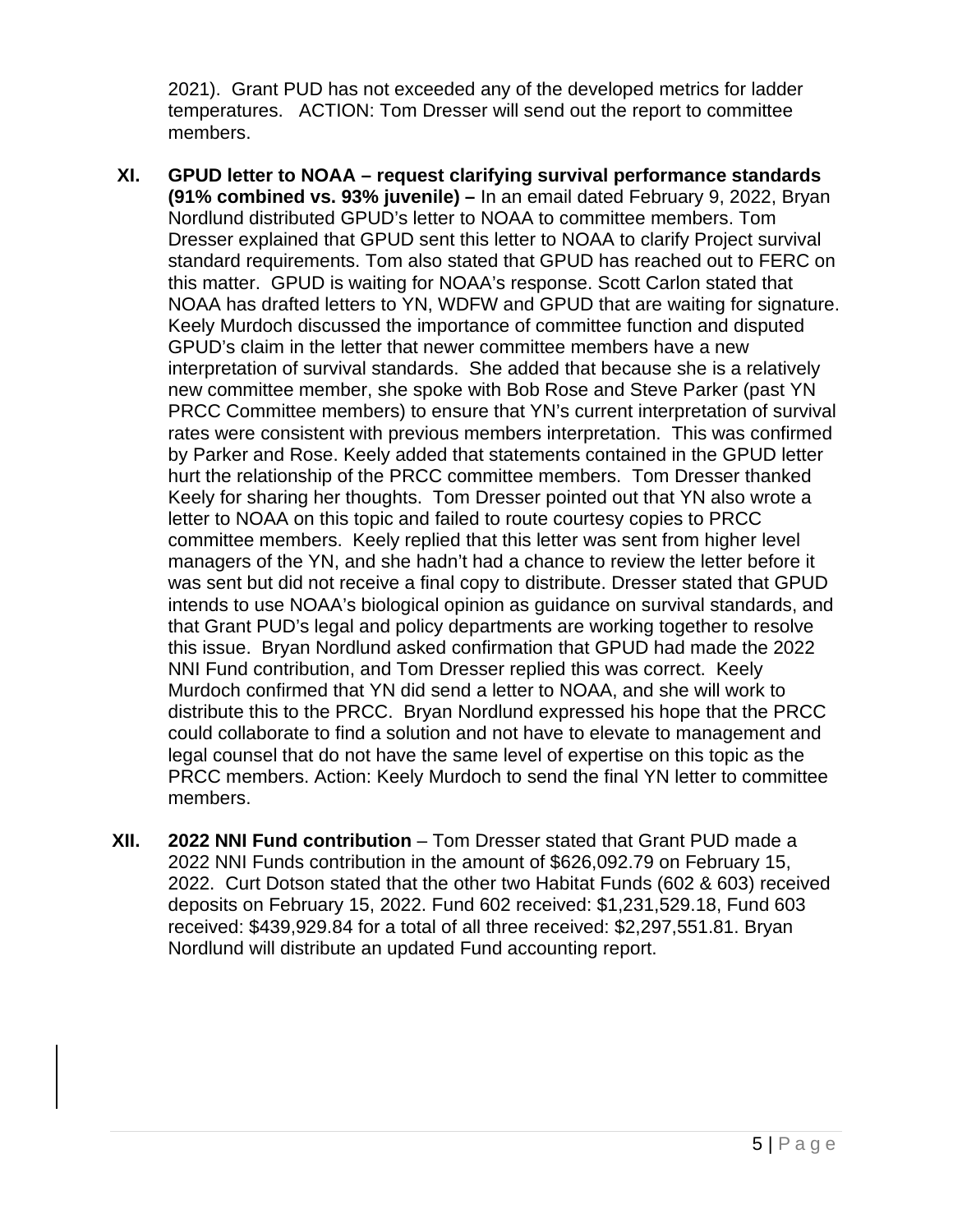2021). Grant PUD has not exceeded any of the developed metrics for ladder temperatures. ACTION: Tom Dresser will send out the report to committee members.

**XI. GPUD letter to NOAA – request clarifying survival performance standards (91% combined vs. 93% juvenile) –** In an email dated February 9, 2022, Bryan Nordlund distributed GPUD's letter to NOAA to committee members. Tom Dresser explained that GPUD sent this letter to NOAA to clarify Project survival standard requirements. Tom also stated that GPUD has reached out to FERC on this matter. GPUD is waiting for NOAA's response. Scott Carlon stated that NOAA has drafted letters to YN, WDFW and GPUD that are waiting for signature. Keely Murdoch discussed the importance of committee function and disputed GPUD's claim in the letter that newer committee members have a new interpretation of survival standards. She added that because she is a relatively new committee member, she spoke with Bob Rose and Steve Parker (past YN PRCC Committee members) to ensure that YN's current interpretation of survival rates were consistent with previous members interpretation. This was confirmed by Parker and Rose. Keely added that statements contained in the GPUD letter hurt the relationship of the PRCC committee members. Tom Dresser thanked Keely for sharing her thoughts. Tom Dresser pointed out that YN also wrote a letter to NOAA on this topic and failed to route courtesy copies to PRCC committee members. Keely replied that this letter was sent from higher level managers of the YN, and she hadn't had a chance to review the letter before it was sent but did not receive a final copy to distribute. Dresser stated that GPUD intends to use NOAA's biological opinion as guidance on survival standards, and that Grant PUD's legal and policy departments are working together to resolve this issue. Bryan Nordlund asked confirmation that GPUD had made the 2022 NNI Fund contribution, and Tom Dresser replied this was correct. Keely Murdoch confirmed that YN did send a letter to NOAA, and she will work to distribute this to the PRCC. Bryan Nordlund expressed his hope that the PRCC could collaborate to find a solution and not have to elevate to management and legal counsel that do not have the same level of expertise on this topic as the PRCC members. Action: Keely Murdoch to send the final YN letter to committee members.

**XII. 2022 NNI Fund contribution** – Tom Dresser stated that Grant PUD made a 2022 NNI Funds contribution in the amount of $626,092.79 on February 15, 2022. Curt Dotson stated that the other two Habitat Funds (602 & 603) received deposits on February 15, 2022. Fund 602 received: $1,231,529.18, Fund 603 received: $439,929.84 for a total of all three received: $2,297,551.81. Bryan Nordlund will distribute an updated Fund accounting report.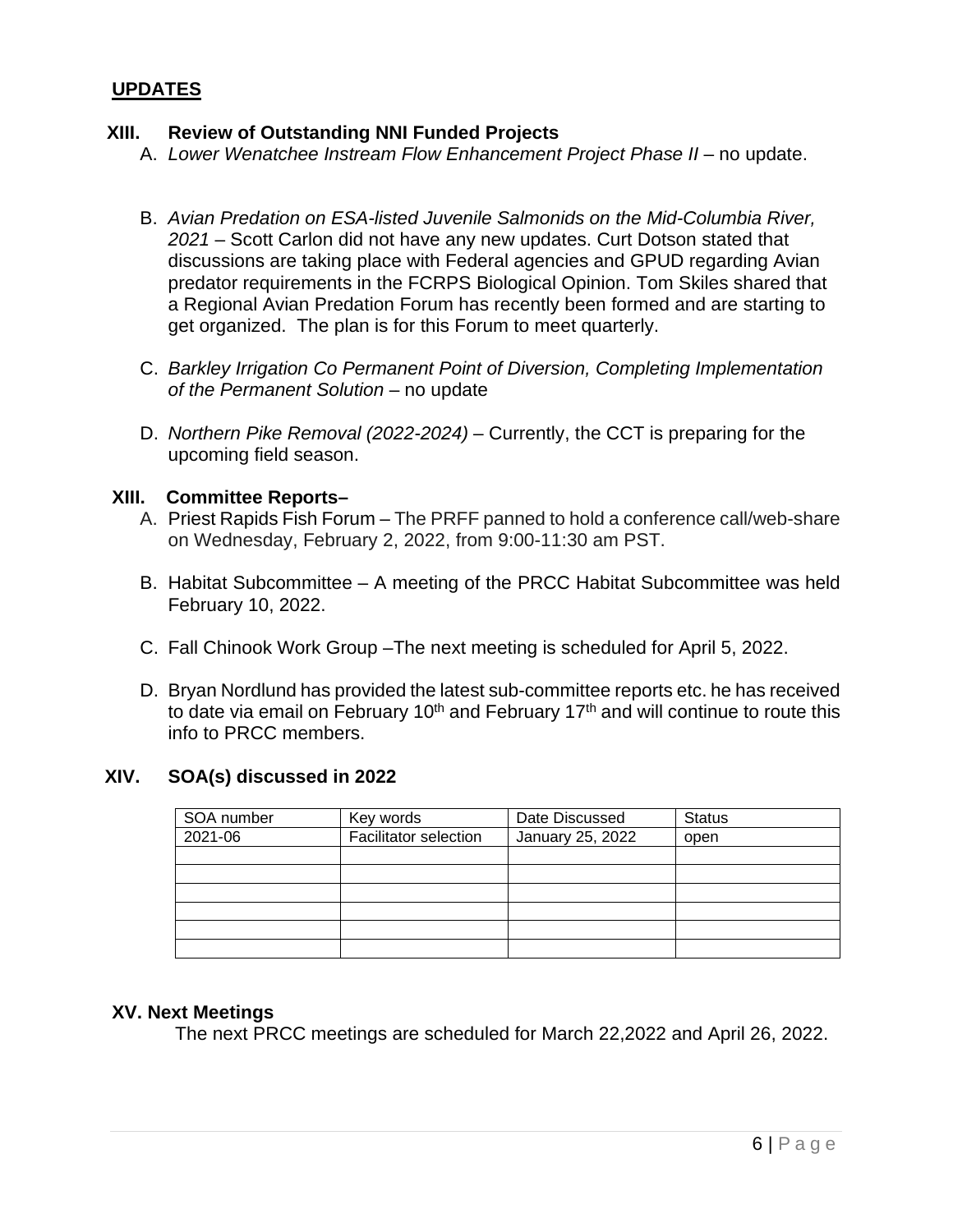## UPDATES

### XIII. Review of Outstanding NNI Funded Projects

A. *Lower Wenatchee Instream Flow Enhancement Project Phase II* – no update.

B. *Avian Predation on ESA-listed Juvenile Salmonids on the Mid-Columbia River, 2021* – Scott Carlon did not have any new updates. Curt Dotson stated that discussions are taking place with Federal agencies and GPUD regarding Avian predator requirements in the FCRPS Biological Opinion. Tom Skiles shared that a Regional Avian Predation Forum has recently been formed and are starting to get organized. The plan is for this Forum to meet quarterly.

C. *Barkley Irrigation Co Permanent Point of Diversion, Completing Implementation of the Permanent Solution* – no update

D. *Northern Pike Removal (2022-2024)* – Currently, the CCT is preparing for the upcoming field season.

### XIII. Committee Reports–

A. Priest Rapids Fish Forum – The PRFF panned to hold a conference call/web-share on Wednesday, February 2, 2022, from 9:00-11:30 am PST.

B. Habitat Subcommittee – A meeting of the PRCC Habitat Subcommittee was held February 10, 2022.

C. Fall Chinook Work Group –The next meeting is scheduled for April 5, 2022.

D. Bryan Nordlund has provided the latest sub-committee reports etc. he has received to date via email on February 10th and February 17th and will continue to route this info to PRCC members.

### XIV. SOA(s) discussed in 2022

| SOA number | Key words | Date Discussed | Status |
| --- | --- | --- | --- |
| 2021-06 | Facilitator selection | January 25, 2022 | open |
| | | | |
| | | | |
| | | | |
| | | | |
| | | | |
| | | | |

### XV. Next Meetings

The next PRCC meetings are scheduled for March 22,2022 and April 26, 2022.